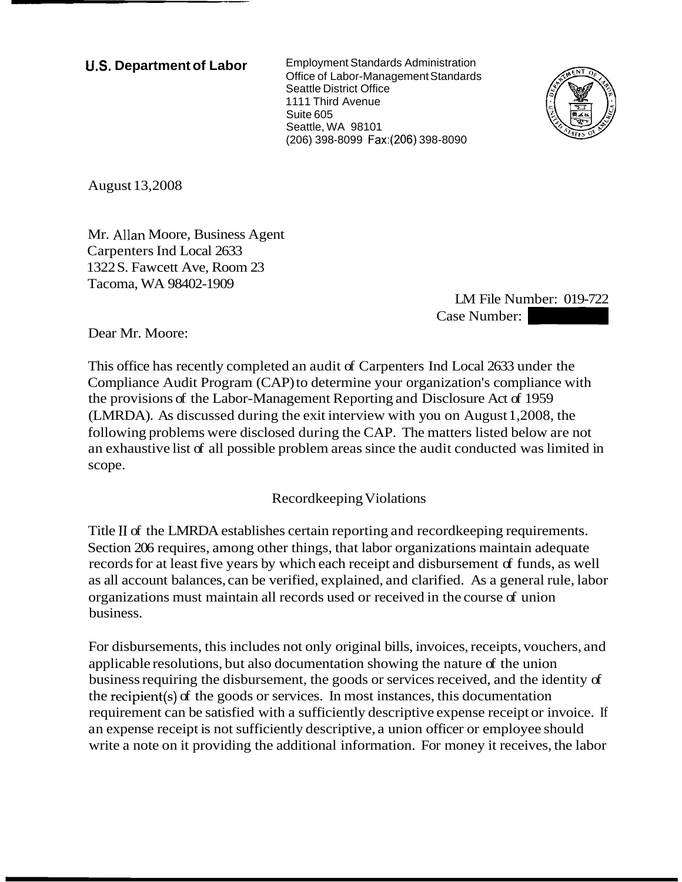**U.S. Department of Labor**

Employment Standards Administration
Office of Labor-Management Standards
Seattle District Office
1111 Third Avenue
Suite 605
Seattle, WA 98101
(206) 398-8099 Fax:(206) 398-8090

August 13,2008

Mr. Allan Moore, Business Agent
Carpenters Ind Local 2633
1322 S. Fawcett Ave, Room 23
Tacoma, WA 98402-1909

LM File Number: 019-722
Case Number:

Dear Mr. Moore:

This office has recently completed an audit of Carpenters Ind Local 2633 under the Compliance Audit Program (CAP) to determine your organization's compliance with the provisions of the Labor-Management Reporting and Disclosure Act of 1959 (LMRDA). As discussed during the exit interview with you on August 1,2008, the following problems were disclosed during the CAP. The matters listed below are not an exhaustive list of all possible problem areas since the audit conducted was limited in scope.

Recordkeeping Violations

Title II of the LMRDA establishes certain reporting and recordkeeping requirements. Section 206 requires, among other things, that labor organizations maintain adequate records for at least five years by which each receipt and disbursement of funds, as well as all account balances, can be verified, explained, and clarified. As a general rule, labor organizations must maintain all records used or received in the course of union business.

For disbursements, this includes not only original bills, invoices, receipts, vouchers, and applicable resolutions, but also documentation showing the nature of the union business requiring the disbursement, the goods or services received, and the identity of the recipient(s) of the goods or services. In most instances, this documentation requirement can be satisfied with a sufficiently descriptive expense receipt or invoice. If an expense receipt is not sufficiently descriptive, a union officer or employee should write a note on it providing the additional information. For money it receives, the labor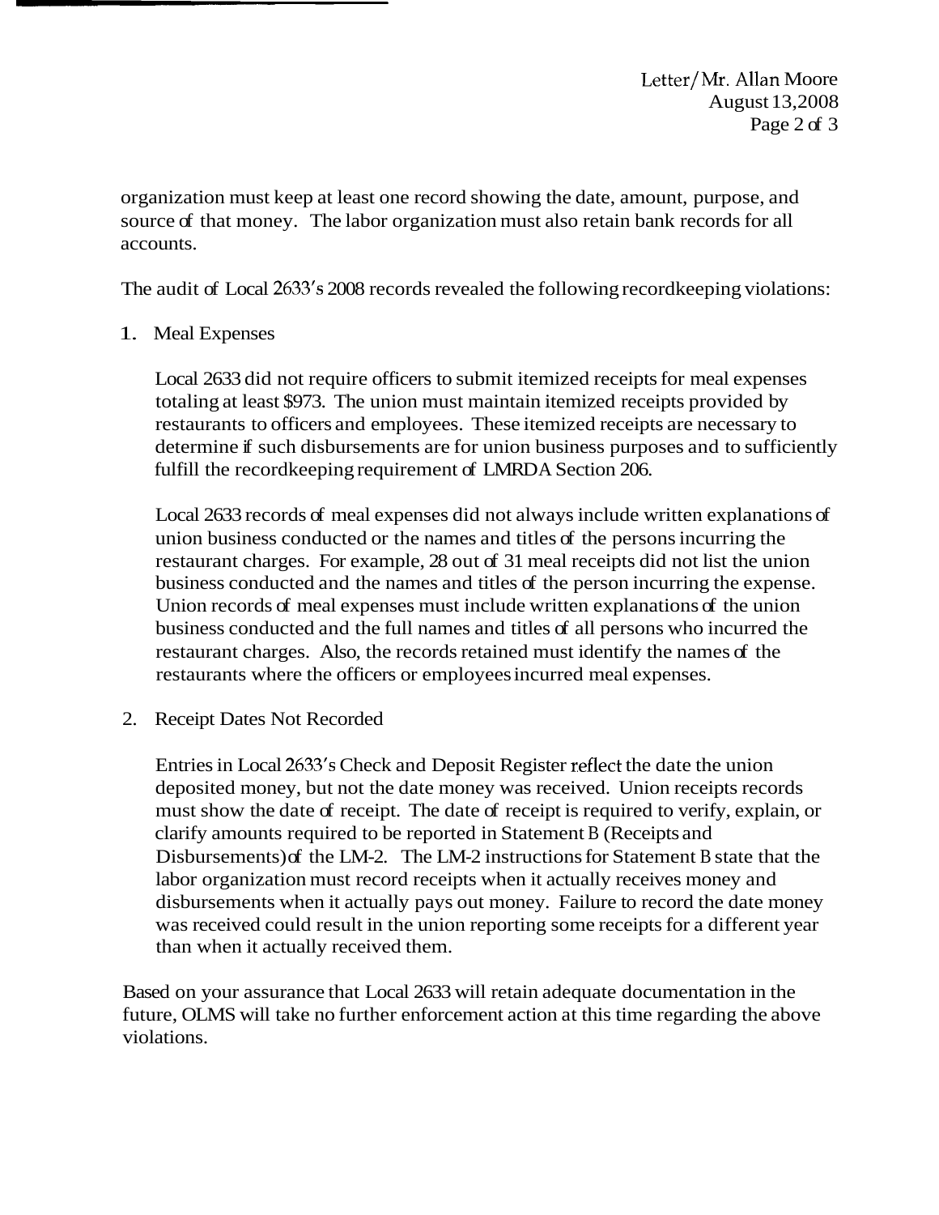organization must keep at least one record showing the date, amount, purpose, and source of that money. The labor organization must also retain bank records for all accounts.

The audit of Local 2633's 2008 records revealed the following recordkeeping violations:

1. Meal Expenses

   Local 2633 did not require officers to submit itemized receipts for meal expenses totaling at least $973. The union must maintain itemized receipts provided by restaurants to officers and employees. These itemized receipts are necessary to determine if such disbursements are for union business purposes and to sufficiently fulfill the recordkeeping requirement of LMRDA Section 206.

   Local 2633 records of meal expenses did not always include written explanations of union business conducted or the names and titles of the persons incurring the restaurant charges. For example, 28 out of 31 meal receipts did not list the union business conducted and the names and titles of the person incurring the expense. Union records of meal expenses must include written explanations of the union business conducted and the full names and titles of all persons who incurred the restaurant charges. Also, the records retained must identify the names of the restaurants where the officers or employees incurred meal expenses.

2. Receipt Dates Not Recorded

   Entries in Local 2633's Check and Deposit Register reflect the date the union deposited money, but not the date money was received. Union receipts records must show the date of receipt. The date of receipt is required to verify, explain, or clarify amounts required to be reported in Statement B (Receipts and Disbursements) of the LM-2. The LM-2 instructions for Statement B state that the labor organization must record receipts when it actually receives money and disbursements when it actually pays out money. Failure to record the date money was received could result in the union reporting some receipts for a different year than when it actually received them.

Based on your assurance that Local 2633 will retain adequate documentation in the future, OLMS will take no further enforcement action at this time regarding the above violations.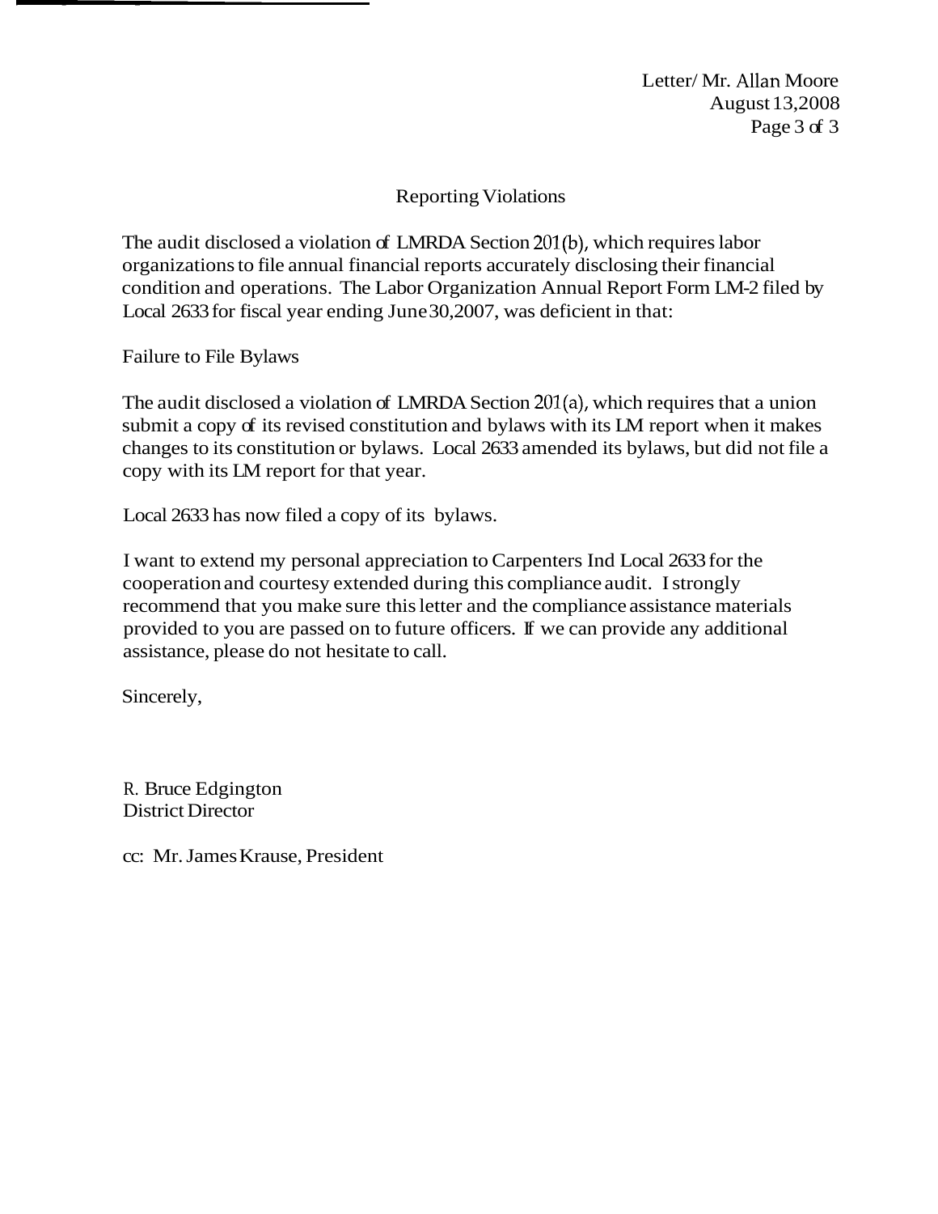## Reporting Violations

The audit disclosed a violation of LMRDA Section 201(b), which requires labor organizations to file annual financial reports accurately disclosing their financial condition and operations. The Labor Organization Annual Report Form LM-2 filed by Local 2633 for fiscal year ending June 30,2007, was deficient in that:

### Failure to File Bylaws

The audit disclosed a violation of LMRDA Section 201(a), which requires that a union submit a copy of its revised constitution and bylaws with its LM report when it makes changes to its constitution or bylaws. Local 2633 amended its bylaws, but did not file a copy with its LM report for that year.

Local 2633 has now filed a copy of its bylaws.

I want to extend my personal appreciation to Carpenters Ind Local 2633 for the cooperation and courtesy extended during this compliance audit. I strongly recommend that you make sure this letter and the compliance assistance materials provided to you are passed on to future officers. If we can provide any additional assistance, please do not hesitate to call.

Sincerely,

R. Bruce Edgington
District Director

cc: Mr. James Krause, President